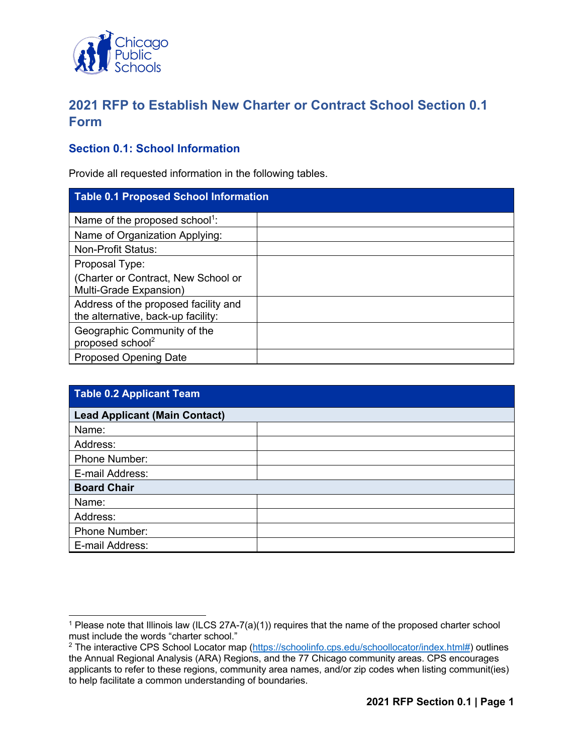# 2021 RFP to Establish New Charter or Contract School Section 0.1 Form

## Section 0.1: School Information

Provide all requested information in the following tables.

| Table 0.1 Proposed School Information | |
|---|---|
| Name of the proposed school[1]: | |
| Name of Organization Applying: | |
| Non-Profit Status: | |
| Proposal Type:<br>(Charter or Contract, New School or Multi-Grade Expansion) | |
| Address of the proposed facility and the alternative, back-up facility: | |
| Geographic Community of the proposed school[2] | |
| Proposed Opening Date | |

| Table 0.2 Applicant Team | |
|---|---|
| **Lead Applicant (Main Contact)** | |
| Name: | |
| Address: | |
| Phone Number: | |
| E-mail Address: | |
| **Board Chair** | |
| Name: | |
| Address: | |
| Phone Number: | |
| E-mail Address: | |

[1] Please note that Illinois law (ILCS 27A-7(a)(1)) requires that the name of the proposed charter school must include the words "charter school."

[2] The interactive CPS School Locator map (https://schoolinfo.cps.edu/schoollocator/index.html#) outlines the Annual Regional Analysis (ARA) Regions, and the 77 Chicago community areas. CPS encourages applicants to refer to these regions, community area names, and/or zip codes when listing communit(ies) to help facilitate a common understanding of boundaries.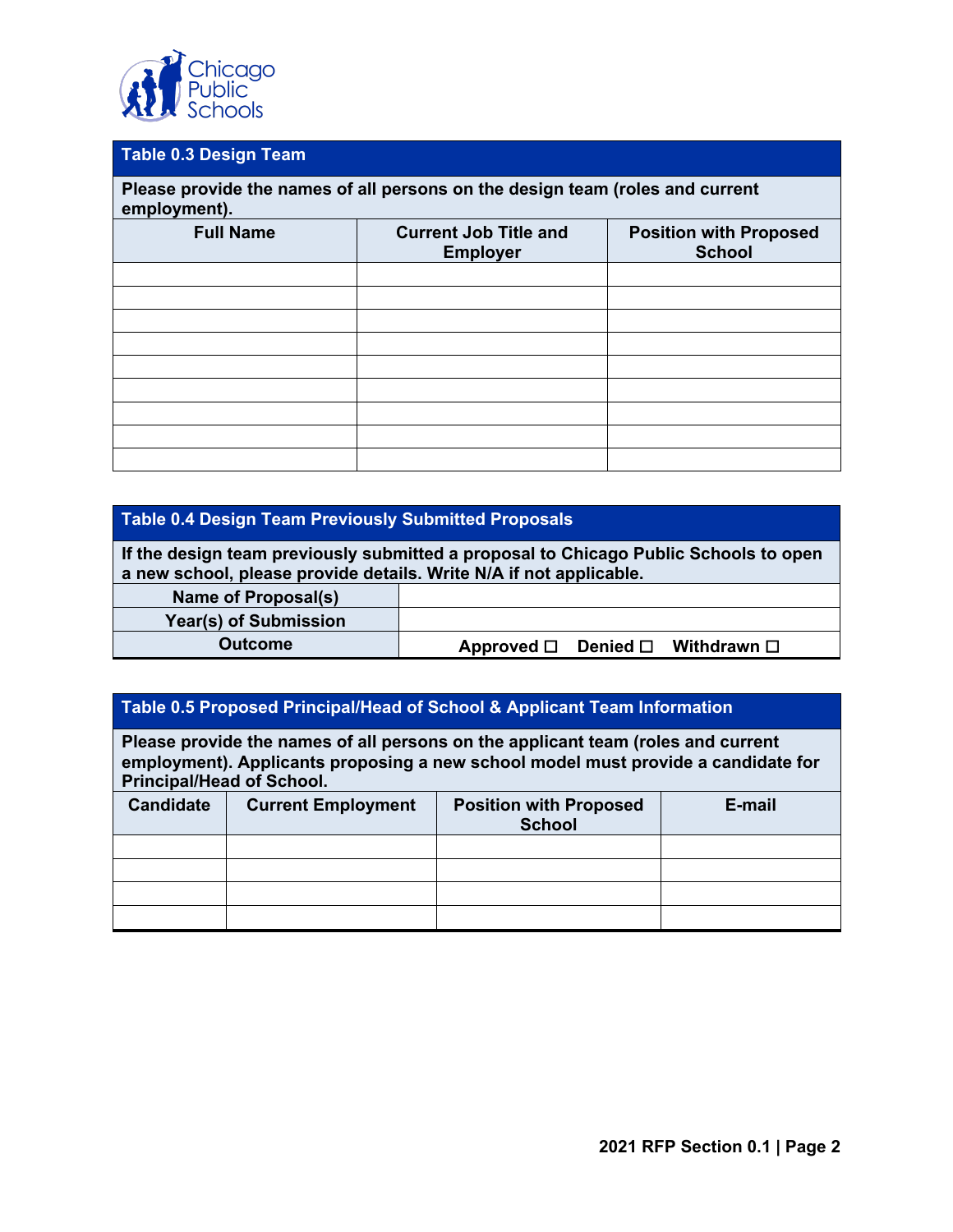## Table 0.3 Design Team

**Please provide the names of all persons on the design team (roles and current employment).**

| Full Name | Current Job Title and Employer | Position with Proposed School |
|---|---|---|
| | | |
| | | |
| | | |
| | | |
| | | |
| | | |
| | | |
| | | |
| | | |

## Table 0.4 Design Team Previously Submitted Proposals

**If the design team previously submitted a proposal to Chicago Public Schools to open a new school, please provide details. Write N/A if not applicable.**

| | |
|---|---|
| **Name of Proposal(s)** | |
| **Year(s) of Submission** | |
| **Outcome** | **Approved ☐ Denied ☐ Withdrawn ☐** |

## Table 0.5 Proposed Principal/Head of School & Applicant Team Information

**Please provide the names of all persons on the applicant team (roles and current employment). Applicants proposing a new school model must provide a candidate for Principal/Head of School.**

| Candidate | Current Employment | Position with Proposed School | E-mail |
|---|---|---|---|
| | | | |
| | | | |
| | | | |
| | | | |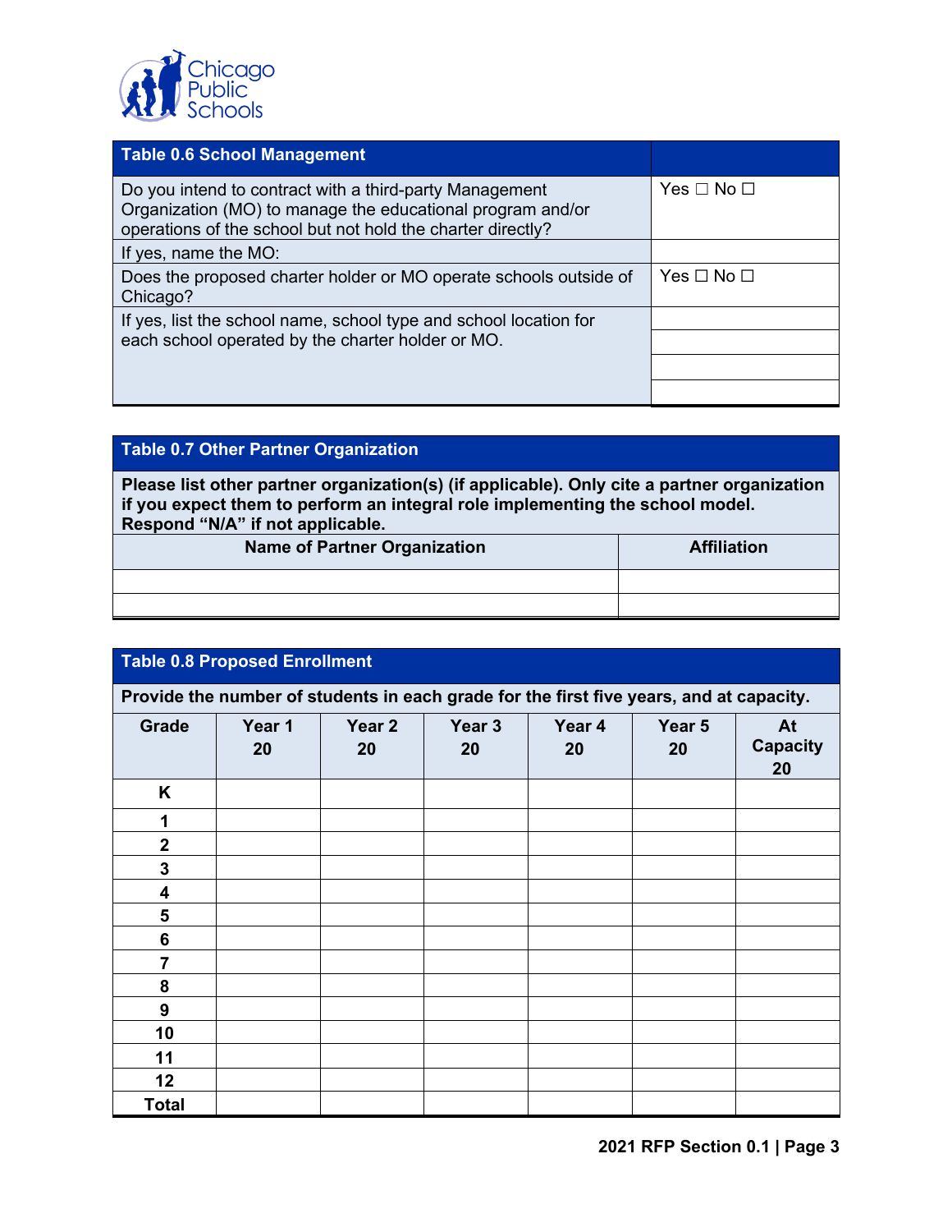| Table 0.6 School Management | |
|---|---|
| Do you intend to contract with a third-party Management Organization (MO) to manage the educational program and/or operations of the school but not hold the charter directly? | Yes ☐ No ☐ |
| If yes, name the MO: | |
| Does the proposed charter holder or MO operate schools outside of Chicago? | Yes ☐ No ☐ |
| If yes, list the school name, school type and school location for each school operated by the charter holder or MO. | |
| | |
| | |
| | |

| Table 0.7 Other Partner Organization | |
|---|---|
| **Please list other partner organization(s) (if applicable). Only cite a partner organization if you expect them to perform an integral role implementing the school model. Respond "N/A" if not applicable.** | |
| **Name of Partner Organization** | **Affiliation** |
| | |
| | |

| Table 0.8 Proposed Enrollment | | | | | | |
|---|---|---|---|---|---|---|
| **Provide the number of students in each grade for the first five years, and at capacity.** | | | | | | |
| **Grade** | **Year 1 20** | **Year 2 20** | **Year 3 20** | **Year 4 20** | **Year 5 20** | **At Capacity 20** |
| **K** | | | | | | |
| **1** | | | | | | |
| **2** | | | | | | |
| **3** | | | | | | |
| **4** | | | | | | |
| **5** | | | | | | |
| **6** | | | | | | |
| **7** | | | | | | |
| **8** | | | | | | |
| **9** | | | | | | |
| **10** | | | | | | |
| **11** | | | | | | |
| **12** | | | | | | |
| **Total** | | | | | | |